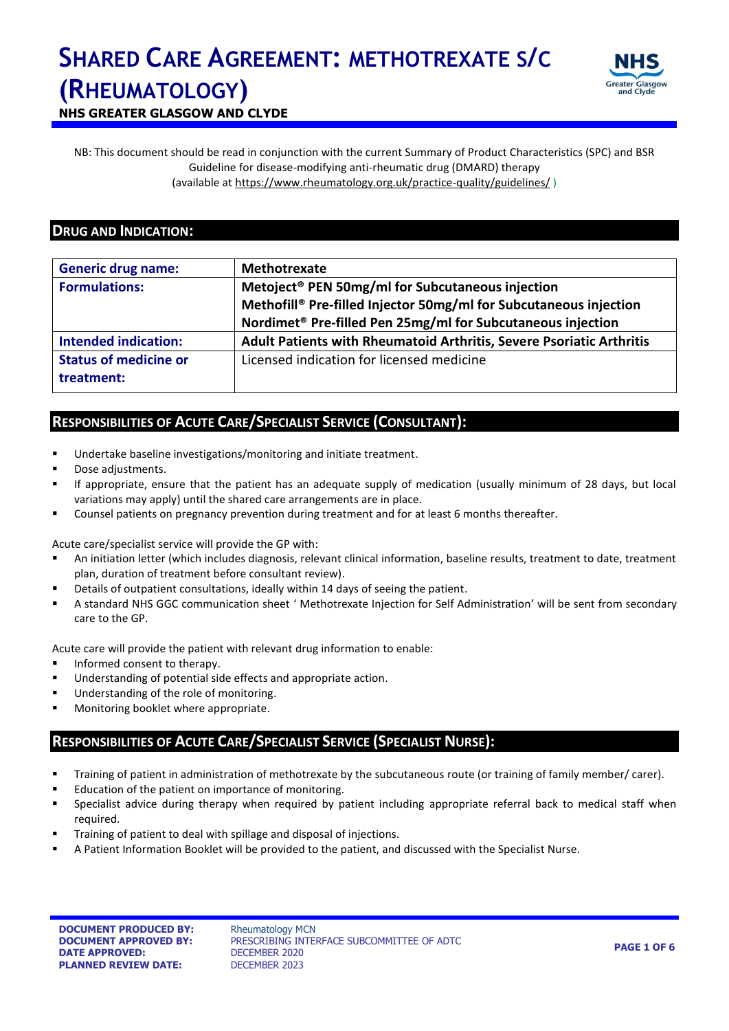# SHARED CARE AGREEMENT: METHOTREXATE S/C (RHEUMATOLOGY)

**NHS GREATER GLASGOW AND CLYDE**

NB: This document should be read in conjunction with the current Summary of Product Characteristics (SPC) and BSR Guideline for disease-modifying anti-rheumatic drug (DMARD) therapy (available at https://www.rheumatology.org.uk/practice-quality/guidelines/ )

## DRUG AND INDICATION:

| Generic drug name: | Methotrexate |
|---|---|
| Formulations: | Metoject® PEN 50mg/ml for Subcutaneous injection<br>Methofill® Pre-filled Injector 50mg/ml for Subcutaneous injection<br>Nordimet® Pre-filled Pen 25mg/ml for Subcutaneous injection |
| Intended indication: | Adult Patients with Rheumatoid Arthritis, Severe Psoriatic Arthritis |
| Status of medicine or treatment: | Licensed indication for licensed medicine |

## RESPONSIBILITIES OF ACUTE CARE/SPECIALIST SERVICE (CONSULTANT):

- Undertake baseline investigations/monitoring and initiate treatment.
- Dose adjustments.
- If appropriate, ensure that the patient has an adequate supply of medication (usually minimum of 28 days, but local variations may apply) until the shared care arrangements are in place.
- Counsel patients on pregnancy prevention during treatment and for at least 6 months thereafter.

Acute care/specialist service will provide the GP with:

- An initiation letter (which includes diagnosis, relevant clinical information, baseline results, treatment to date, treatment plan, duration of treatment before consultant review).
- Details of outpatient consultations, ideally within 14 days of seeing the patient.
- A standard NHS GGC communication sheet ' Methotrexate Injection for Self Administration' will be sent from secondary care to the GP.

Acute care will provide the patient with relevant drug information to enable:

- Informed consent to therapy.
- Understanding of potential side effects and appropriate action.
- Understanding of the role of monitoring.
- Monitoring booklet where appropriate.

## RESPONSIBILITIES OF ACUTE CARE/SPECIALIST SERVICE (SPECIALIST NURSE):

- Training of patient in administration of methotrexate by the subcutaneous route (or training of family member/ carer).
- Education of the patient on importance of monitoring.
- Specialist advice during therapy when required by patient including appropriate referral back to medical staff when required.
- Training of patient to deal with spillage and disposal of injections.
- A Patient Information Booklet will be provided to the patient, and discussed with the Specialist Nurse.

**DOCUMENT PRODUCED BY:** Rheumatology MCN
**DOCUMENT APPROVED BY:** PRESCRIBING INTERFACE SUBCOMMITTEE OF ADTC
**DATE APPROVED:** DECEMBER 2020
**PLANNED REVIEW DATE:** DECEMBER 2023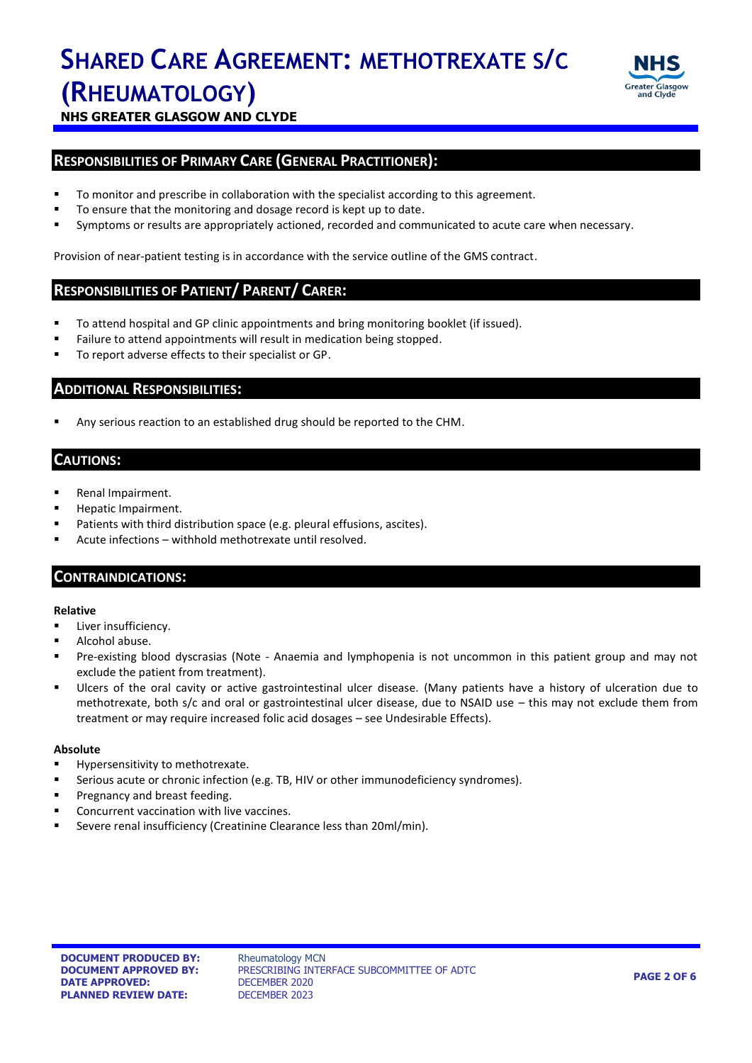## Responsibilities of Primary Care (General Practitioner):

- To monitor and prescribe in collaboration with the specialist according to this agreement.
- To ensure that the monitoring and dosage record is kept up to date.
- Symptoms or results are appropriately actioned, recorded and communicated to acute care when necessary.

Provision of near-patient testing is in accordance with the service outline of the GMS contract.

## Responsibilities of Patient/ Parent/ Carer:

- To attend hospital and GP clinic appointments and bring monitoring booklet (if issued).
- Failure to attend appointments will result in medication being stopped.
- To report adverse effects to their specialist or GP.

## Additional Responsibilities:

- Any serious reaction to an established drug should be reported to the CHM.

## Cautions:

- Renal Impairment.
- Hepatic Impairment.
- Patients with third distribution space (e.g. pleural effusions, ascites).
- Acute infections – withhold methotrexate until resolved.

## Contraindications:

**Relative**

- Liver insufficiency.
- Alcohol abuse.
- Pre-existing blood dyscrasias (Note - Anaemia and lymphopenia is not uncommon in this patient group and may not exclude the patient from treatment).
- Ulcers of the oral cavity or active gastrointestinal ulcer disease. (Many patients have a history of ulceration due to methotrexate, both s/c and oral or gastrointestinal ulcer disease, due to NSAID use – this may not exclude them from treatment or may require increased folic acid dosages – see Undesirable Effects).

**Absolute**

- Hypersensitivity to methotrexate.
- Serious acute or chronic infection (e.g. TB, HIV or other immunodeficiency syndromes).
- Pregnancy and breast feeding.
- Concurrent vaccination with live vaccines.
- Severe renal insufficiency (Creatinine Clearance less than 20ml/min).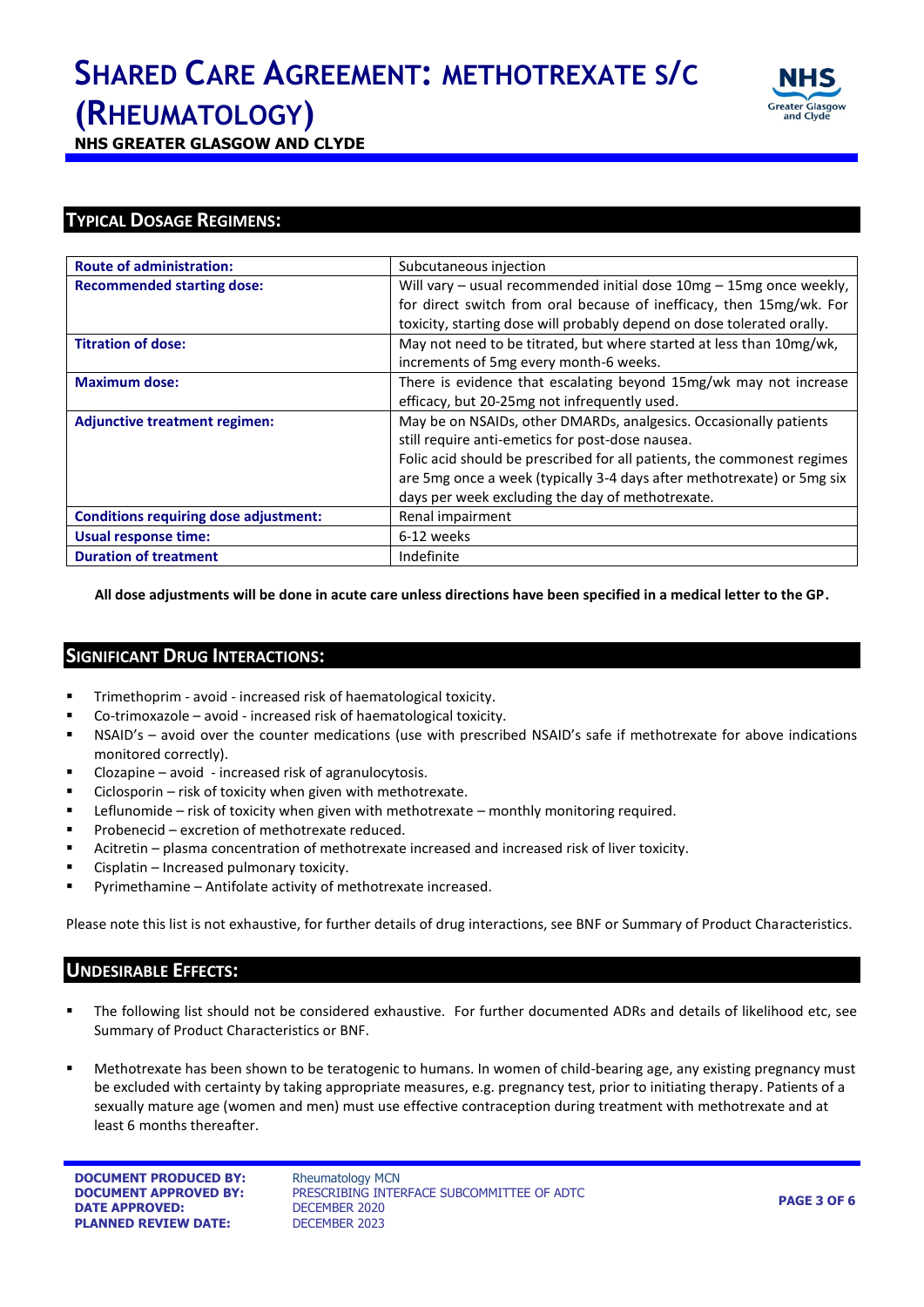## TYPICAL DOSAGE REGIMENS:

| | |
|---|---|
| **Route of administration:** | Subcutaneous injection |
| **Recommended starting dose:** | Will vary – usual recommended initial dose 10mg – 15mg once weekly, for direct switch from oral because of inefficacy, then 15mg/wk. For toxicity, starting dose will probably depend on dose tolerated orally. |
| **Titration of dose:** | May not need to be titrated, but where started at less than 10mg/wk, increments of 5mg every month-6 weeks. |
| **Maximum dose:** | There is evidence that escalating beyond 15mg/wk may not increase efficacy, but 20-25mg not infrequently used. |
| **Adjunctive treatment regimen:** | May be on NSAIDs, other DMARDs, analgesics. Occasionally patients still require anti-emetics for post-dose nausea. Folic acid should be prescribed for all patients, the commonest regimes are 5mg once a week (typically 3-4 days after methotrexate) or 5mg six days per week excluding the day of methotrexate. |
| **Conditions requiring dose adjustment:** | Renal impairment |
| **Usual response time:** | 6-12 weeks |
| **Duration of treatment** | Indefinite |

**All dose adjustments will be done in acute care unless directions have been specified in a medical letter to the GP.**

## SIGNIFICANT DRUG INTERACTIONS:

- Trimethoprim - avoid - increased risk of haematological toxicity.
- Co-trimoxazole – avoid - increased risk of haematological toxicity.
- NSAID's – avoid over the counter medications (use with prescribed NSAID's safe if methotrexate for above indications monitored correctly).
- Clozapine – avoid - increased risk of agranulocytosis.
- Ciclosporin – risk of toxicity when given with methotrexate.
- Leflunomide – risk of toxicity when given with methotrexate – monthly monitoring required.
- Probenecid – excretion of methotrexate reduced.
- Acitretin – plasma concentration of methotrexate increased and increased risk of liver toxicity.
- Cisplatin – Increased pulmonary toxicity.
- Pyrimethamine – Antifolate activity of methotrexate increased.

Please note this list is not exhaustive, for further details of drug interactions, see BNF or Summary of Product Characteristics.

## UNDESIRABLE EFFECTS:

- The following list should not be considered exhaustive. For further documented ADRs and details of likelihood etc, see Summary of Product Characteristics or BNF.
- Methotrexate has been shown to be teratogenic to humans. In women of child-bearing age, any existing pregnancy must be excluded with certainty by taking appropriate measures, e.g. pregnancy test, prior to initiating therapy. Patients of a sexually mature age (women and men) must use effective contraception during treatment with methotrexate and at least 6 months thereafter.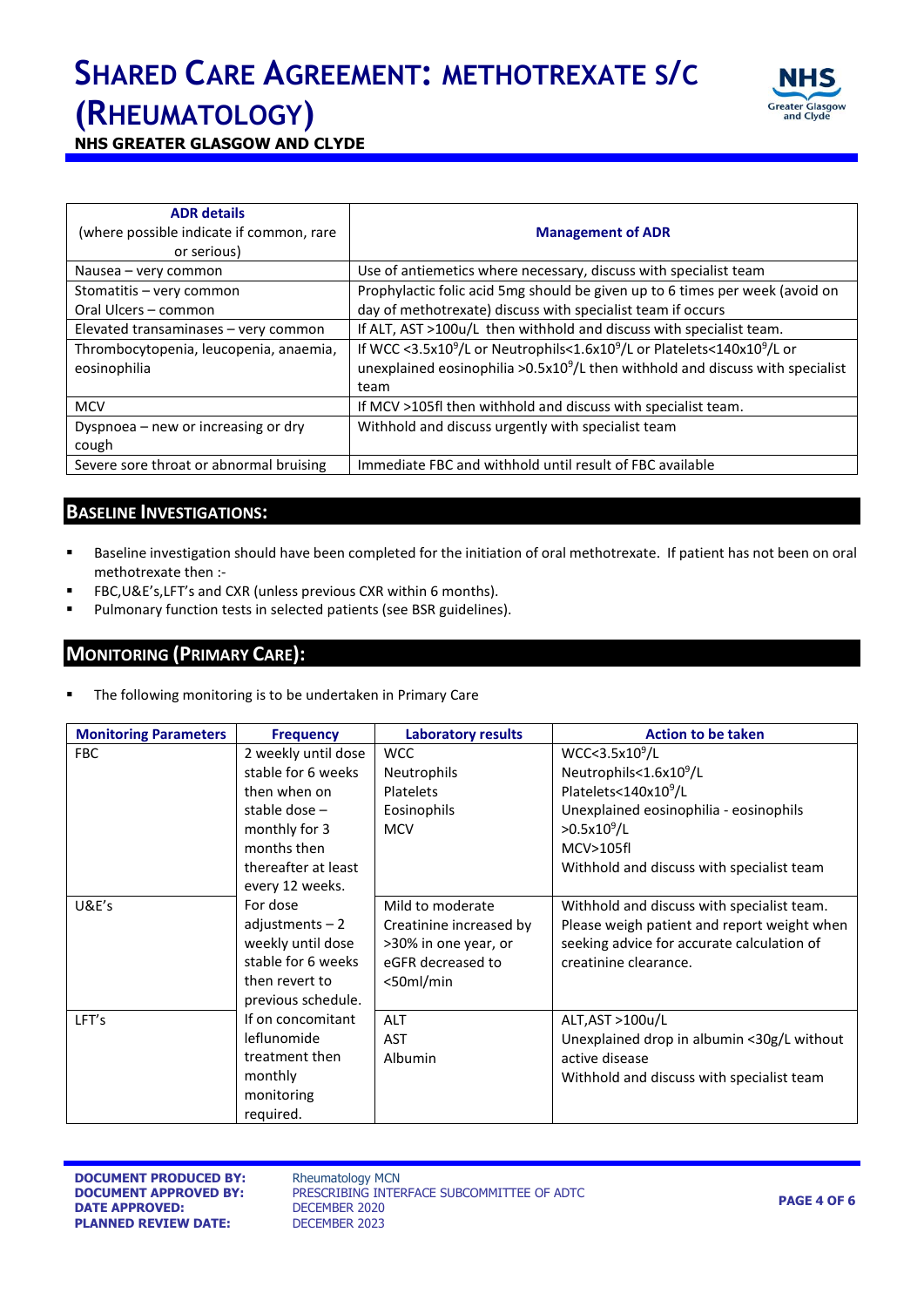| ADR details (where possible indicate if common, rare or serious) | Management of ADR |
|---|---|
| Nausea – very common | Use of antiemetics where necessary, discuss with specialist team |
| Stomatitis – very common<br>Oral Ulcers – common | Prophylactic folic acid 5mg should be given up to 6 times per week (avoid on day of methotrexate) discuss with specialist team if occurs |
| Elevated transaminases – very common | If ALT, AST >100u/L then withhold and discuss with specialist team. |
| Thrombocytopenia, leucopenia, anaemia, eosinophilia | If WCC <$3.5x10^9$/L or Neutrophils<$1.6x10^9$/L or Platelets<$140x10^9$/L or unexplained eosinophilia >$0.5x10^9$/L then withhold and discuss with specialist team |
| MCV | If MCV >105fl then withhold and discuss with specialist team. |
| Dyspnoea – new or increasing or dry cough | Withhold and discuss urgently with specialist team |
| Severe sore throat or abnormal bruising | Immediate FBC and withhold until result of FBC available |

## BASELINE INVESTIGATIONS:

- Baseline investigation should have been completed for the initiation of oral methotrexate. If patient has not been on oral methotrexate then :-
- FBC,U&E's,LFT's and CXR (unless previous CXR within 6 months).
- Pulmonary function tests in selected patients (see BSR guidelines).

## MONITORING (PRIMARY CARE):

- The following monitoring is to be undertaken in Primary Care

| Monitoring Parameters | Frequency | Laboratory results | Action to be taken |
|---|---|---|---|
| FBC | 2 weekly until dose stable for 6 weeks then when on stable dose – monthly for 3 months then thereafter at least every 12 weeks. | WCC<br>Neutrophils<br>Platelets<br>Eosinophils<br>MCV | WCC<$3.5x10^9$/L<br>Neutrophils<$1.6x10^9$/L<br>Platelets<$140x10^9$/L<br>Unexplained eosinophilia - eosinophils >$0.5x10^9$/L<br>MCV>105fl<br>Withhold and discuss with specialist team |
| U&E's | For dose adjustments – 2 weekly until dose stable for 6 weeks then revert to previous schedule. | Mild to moderate Creatinine increased by >30% in one year, or eGFR decreased to <50ml/min | Withhold and discuss with specialist team. Please weigh patient and report weight when seeking advice for accurate calculation of creatinine clearance. |
| LFT's | If on concomitant leflunomide treatment then monthly monitoring required. | ALT<br>AST<br>Albumin | ALT,AST >100u/L<br>Unexplained drop in albumin <30g/L without active disease<br>Withhold and discuss with specialist team |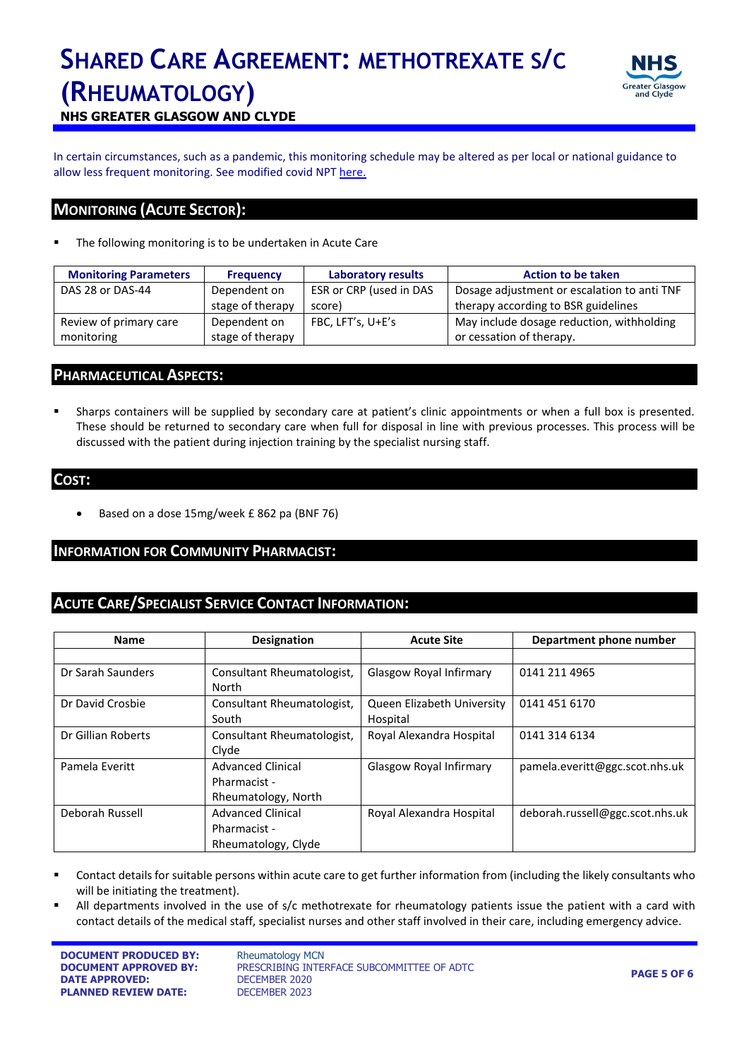In certain circumstances, such as a pandemic, this monitoring schedule may be altered as per local or national guidance to allow less frequent monitoring. See modified covid NPT here.

## Monitoring (Acute Sector):

- The following monitoring is to be undertaken in Acute Care

| Monitoring Parameters | Frequency | Laboratory results | Action to be taken |
| --- | --- | --- | --- |
| DAS 28 or DAS-44 | Dependent on stage of therapy | ESR or CRP (used in DAS score) | Dosage adjustment or escalation to anti TNF therapy according to BSR guidelines |
| Review of primary care monitoring | Dependent on stage of therapy | FBC, LFT's, U+E's | May include dosage reduction, withholding or cessation of therapy. |

## Pharmaceutical Aspects:

- Sharps containers will be supplied by secondary care at patient's clinic appointments or when a full box is presented. These should be returned to secondary care when full for disposal in line with previous processes. This process will be discussed with the patient during injection training by the specialist nursing staff.

## Cost:

- Based on a dose 15mg/week £ 862 pa (BNF 76)

## Information for Community Pharmacist:

## Acute Care/Specialist Service Contact Information:

| Name | Designation | Acute Site | Department phone number |
| --- | --- | --- | --- |
| | | | |
| Dr Sarah Saunders | Consultant Rheumatologist, North | Glasgow Royal Infirmary | 0141 211 4965 |
| Dr David Crosbie | Consultant Rheumatologist, South | Queen Elizabeth University Hospital | 0141 451 6170 |
| Dr Gillian Roberts | Consultant Rheumatologist, Clyde | Royal Alexandra Hospital | 0141 314 6134 |
| Pamela Everitt | Advanced Clinical Pharmacist - Rheumatology, North | Glasgow Royal Infirmary | pamela.everitt@ggc.scot.nhs.uk |
| Deborah Russell | Advanced Clinical Pharmacist - Rheumatology, Clyde | Royal Alexandra Hospital | deborah.russell@ggc.scot.nhs.uk |

- Contact details for suitable persons within acute care to get further information from (including the likely consultants who will be initiating the treatment).
- All departments involved in the use of s/c methotrexate for rheumatology patients issue the patient with a card with contact details of the medical staff, specialist nurses and other staff involved in their care, including emergency advice.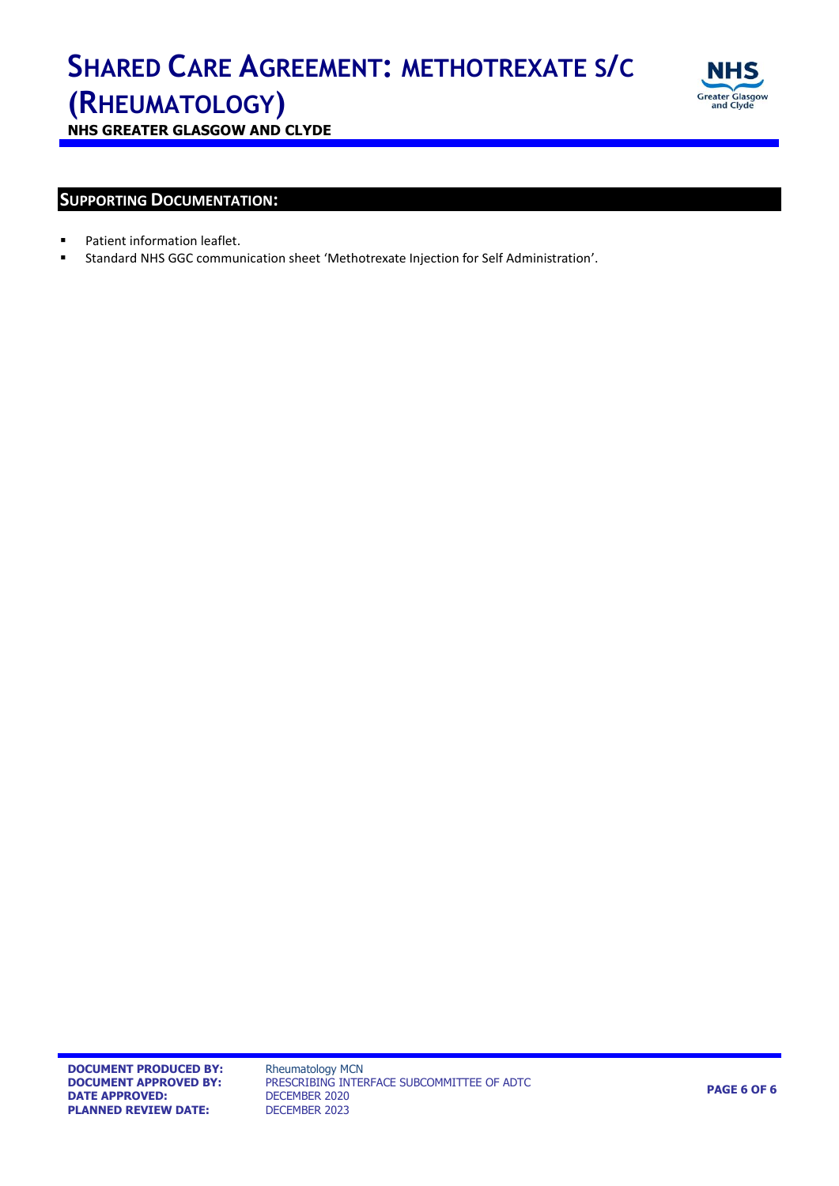## Supporting Documentation:

- Patient information leaflet.
- Standard NHS GGC communication sheet 'Methotrexate Injection for Self Administration'.